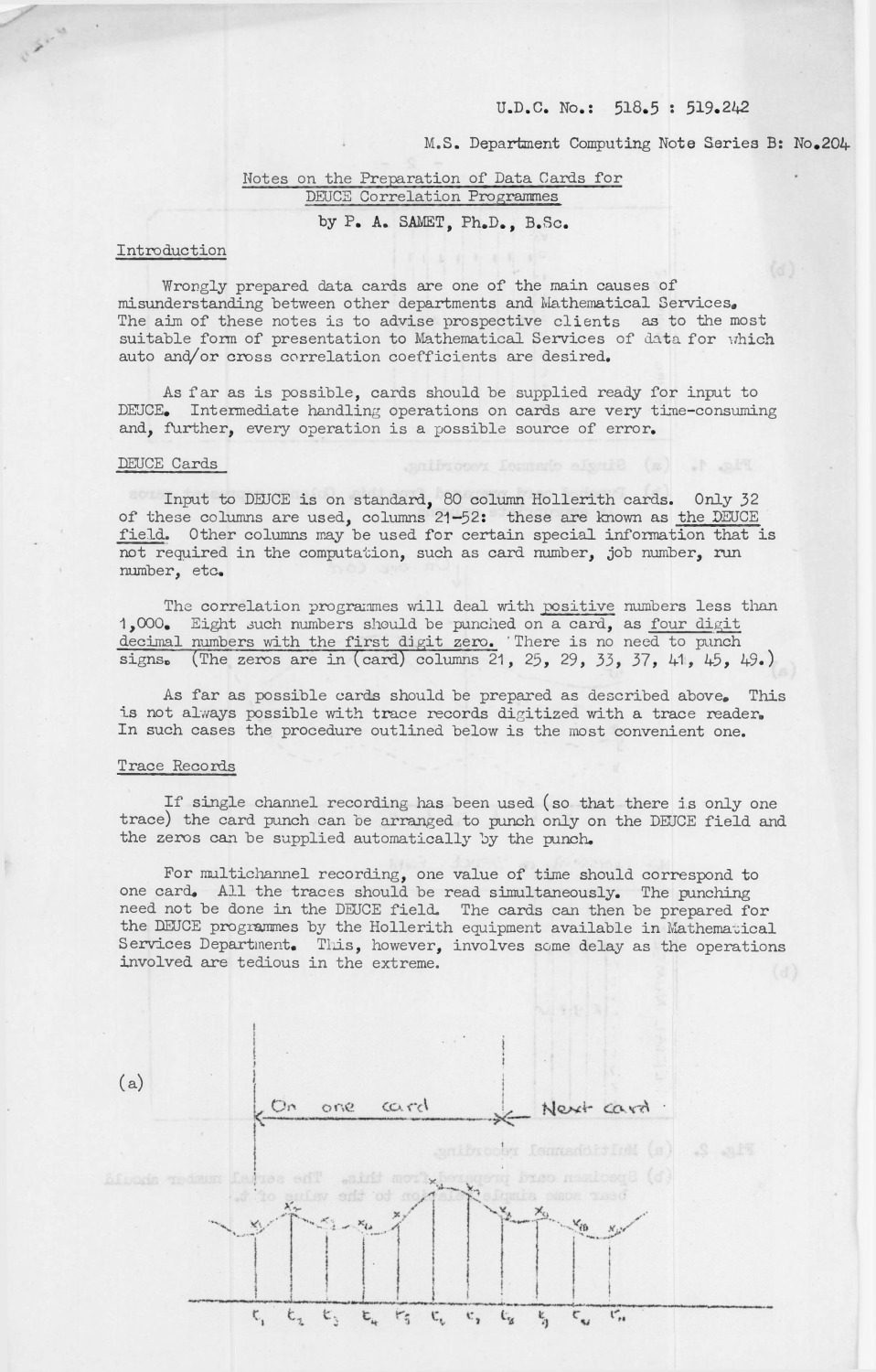U.D.C. No.: 518.5 : 519.242

M.S. Department Computing Note Series B: No.204

# Notes on the Preparation of Data Cards for DEUCE Correlation Programmes

by P. A. SAMET, Ph.D., B.Sc.

## Introduction

Wrongly prepared data cards are one of the main causes of misunderstanding between other departments and Mathematical Services. The aim of these notes is to advise prospective clients as to the most suitable form of presentation to Mathematical Services of data for which auto and/or cross correlation coefficients are desired.

As far as is possible, cards should be supplied ready for input to DEUCE. Intermediate handling operations on cards are very time-consuming and, further, every operation is a possible source of error.

## DEUCE Cards

Input to DEUCE is on standard, 80 column Hollerith cards. Only 32 of these columns are used, columns 21-52: these are known as the DEUCE field. Other columns may be used for certain special information that is not required in the computation, such as card number, job number, run number, etc.

The correlation programmes will deal with positive numbers less than 1,000. Eight such numbers should be punched on a card, as four digit decimal numbers with the first digit zero. There is no need to punch signs. (The zeros are in (card) columns 21, 25, 29, 33, 37, 41, 45, 49.)

As far as possible cards should be prepared as described above. This is not always possible with trace records digitized with a trace reader. In such cases the procedure outlined below is the most convenient one.

## Trace Records

If single channel recording has been used (so that there is only one trace) the card punch can be arranged to punch only on the DEUCE field and the zeros can be supplied automatically by the punch.

For multichannel recording, one value of time should correspond to one card. All the traces should be read simultaneously. The punching need not be done in the DEUCE field. The cards can then be prepared for the DEUCE programmes by the Hollerith equipment available in Mathematical Services Department. This, however, involves some delay as the operations involved are tedious in the extreme.

(a)

On one card | Next card

$x_1$ $x_2$ $x_3$ $x_4$ $x_5$ $x_6$ $x_7$ $x_8$ $x_9$ $x_{10}$ $x_{11}$

$t_1$ $t_2$ $t_3$ $t_4$ $t_5$ $t_6$ $t_7$ $t_8$ $t_9$ $t_{10}$ $t_{11}$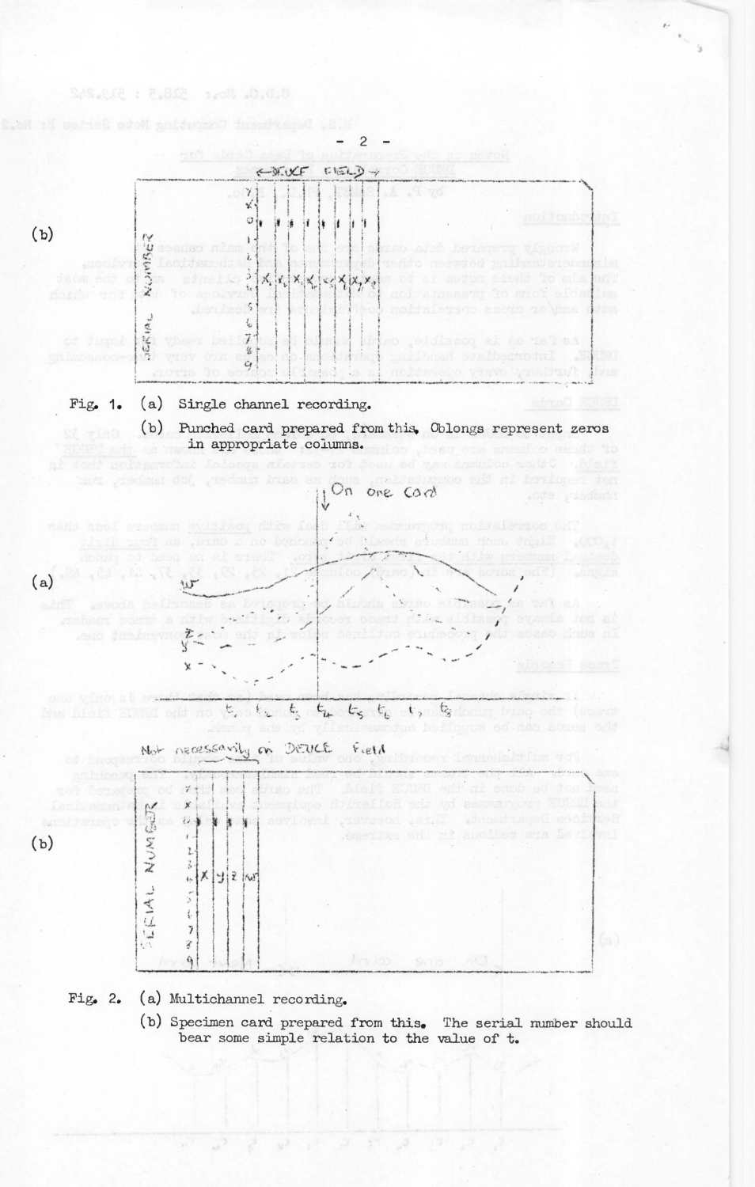(b)

Fig. 1. (a) Single channel recording.

(b) Punched card prepared from this. Oblongs represent zeros in appropriate columns.

(a)

(b)

Fig. 2. (a) Multichannel recording.

(b) Specimen card prepared from this. The serial number should bear some simple relation to the value of t.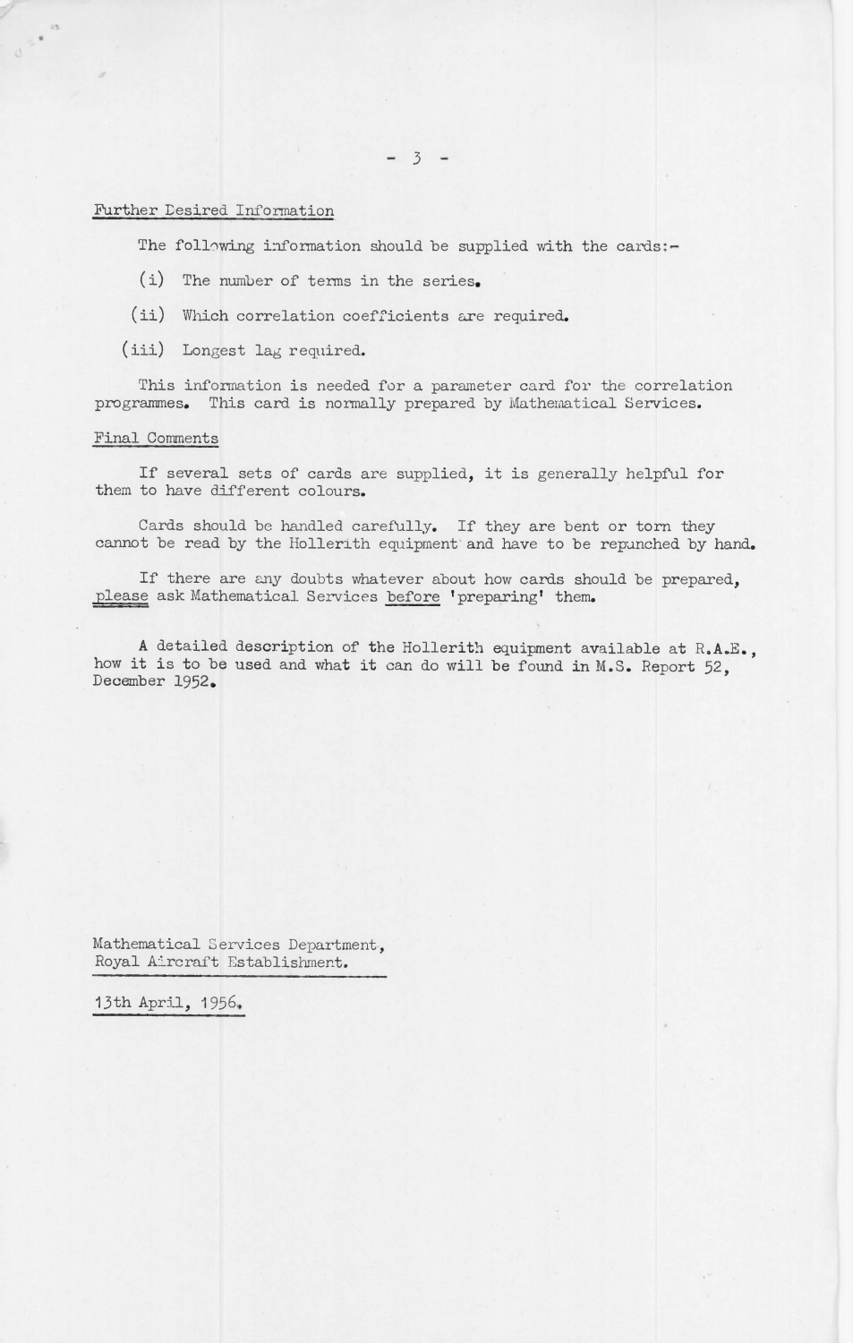## Further Desired Information

The following information should be supplied with the cards:-

(i) The number of terms in the series.

(ii) Which correlation coefficients are required.

(iii) Longest lag required.

This information is needed for a parameter card for the correlation programmes. This card is normally prepared by Mathematical Services.

## Final Comments

If several sets of cards are supplied, it is generally helpful for them to have different colours.

Cards should be handled carefully. If they are bent or torn they cannot be read by the Hollerith equipment and have to be repunched by hand.

If there are any doubts whatever about how cards should be prepared, please ask Mathematical Services before 'preparing' them.

A detailed description of the Hollerith equipment available at R.A.E., how it is to be used and what it can do will be found in M.S. Report 52, December 1952.

Mathematical Services Department,
Royal Aircraft Establishment.

13th April, 1956.